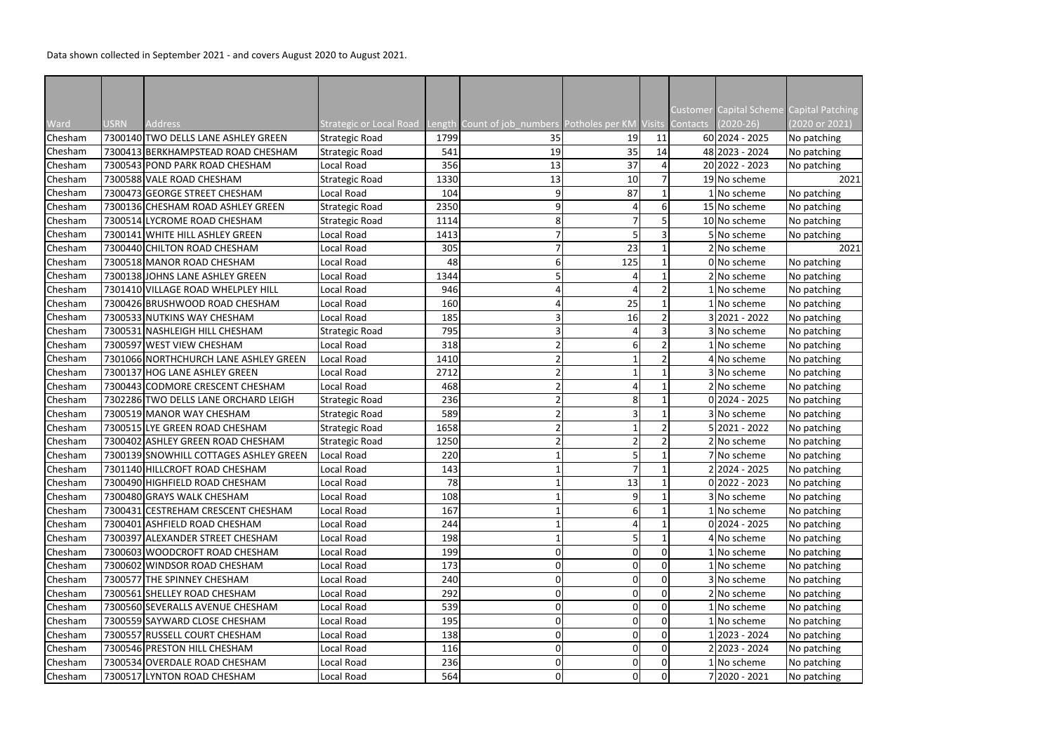Data shown collected in September 2021 - and covers August 2020 to August 2021.

| Ward | USRN | Address | Strategic or Local Road | Length | Count of job_numbers | Potholes per KM | Visits | Customer Contacts | Capital Scheme (2020-26) | Capital Patching (2020 or 2021) |
|---|---|---|---|---|---|---|---|---|---|---|
| Chesham | 7300140 | TWO DELLS LANE ASHLEY GREEN | Strategic Road | 1799 | 35 | 19 | 11 | 60 | 2024 - 2025 | No patching |
| Chesham | 7300413 | BERKHAMPSTEAD ROAD CHESHAM | Strategic Road | 541 | 19 | 35 | 14 | 48 | 2023 - 2024 | No patching |
| Chesham | 7300543 | POND PARK ROAD CHESHAM | Local Road | 356 | 13 | 37 | 4 | 20 | 2022 - 2023 | No patching |
| Chesham | 7300588 | VALE ROAD CHESHAM | Strategic Road | 1330 | 13 | 10 | 7 | 19 | No scheme | 2021 |
| Chesham | 7300473 | GEORGE STREET CHESHAM | Local Road | 104 | 9 | 87 | 1 | 1 | No scheme | No patching |
| Chesham | 7300136 | CHESHAM ROAD ASHLEY GREEN | Strategic Road | 2350 | 9 | 4 | 6 | 15 | No scheme | No patching |
| Chesham | 7300514 | LYCROME ROAD CHESHAM | Strategic Road | 1114 | 8 | 7 | 5 | 10 | No scheme | No patching |
| Chesham | 7300141 | WHITE HILL ASHLEY GREEN | Local Road | 1413 | 7 | 5 | 3 | 5 | No scheme | No patching |
| Chesham | 7300440 | CHILTON ROAD CHESHAM | Local Road | 305 | 7 | 23 | 1 | 2 | No scheme | 2021 |
| Chesham | 7300518 | MANOR ROAD CHESHAM | Local Road | 48 | 6 | 125 | 1 | 0 | No scheme | No patching |
| Chesham | 7300138 | JOHNS LANE ASHLEY GREEN | Local Road | 1344 | 5 | 4 | 1 | 2 | No scheme | No patching |
| Chesham | 7301410 | VILLAGE ROAD WHELPLEY HILL | Local Road | 946 | 4 | 4 | 2 | 1 | No scheme | No patching |
| Chesham | 7300426 | BRUSHWOOD ROAD CHESHAM | Local Road | 160 | 4 | 25 | 1 | 1 | No scheme | No patching |
| Chesham | 7300533 | NUTKINS WAY CHESHAM | Local Road | 185 | 3 | 16 | 2 | 3 | 2021 - 2022 | No patching |
| Chesham | 7300531 | NASHLEIGH HILL CHESHAM | Strategic Road | 795 | 3 | 4 | 3 | 3 | No scheme | No patching |
| Chesham | 7300597 | WEST VIEW CHESHAM | Local Road | 318 | 2 | 6 | 2 | 1 | No scheme | No patching |
| Chesham | 7301066 | NORTHCHURCH LANE ASHLEY GREEN | Local Road | 1410 | 2 | 1 | 2 | 4 | No scheme | No patching |
| Chesham | 7300137 | HOG LANE ASHLEY GREEN | Local Road | 2712 | 2 | 1 | 1 | 3 | No scheme | No patching |
| Chesham | 7300443 | CODMORE CRESCENT CHESHAM | Local Road | 468 | 2 | 4 | 1 | 2 | No scheme | No patching |
| Chesham | 7302286 | TWO DELLS LANE ORCHARD LEIGH | Strategic Road | 236 | 2 | 8 | 1 | 0 | 2024 - 2025 | No patching |
| Chesham | 7300519 | MANOR WAY CHESHAM | Strategic Road | 589 | 2 | 3 | 1 | 3 | No scheme | No patching |
| Chesham | 7300515 | LYE GREEN ROAD CHESHAM | Strategic Road | 1658 | 2 | 1 | 2 | 5 | 2021 - 2022 | No patching |
| Chesham | 7300402 | ASHLEY GREEN ROAD CHESHAM | Strategic Road | 1250 | 2 | 2 | 2 | 2 | No scheme | No patching |
| Chesham | 7300139 | SNOWHILL COTTAGES ASHLEY GREEN | Local Road | 220 | 1 | 5 | 1 | 7 | No scheme | No patching |
| Chesham | 7301140 | HILLCROFT ROAD CHESHAM | Local Road | 143 | 1 | 7 | 1 | 2 | 2024 - 2025 | No patching |
| Chesham | 7300490 | HIGHFIELD ROAD CHESHAM | Local Road | 78 | 1 | 13 | 1 | 0 | 2022 - 2023 | No patching |
| Chesham | 7300480 | GRAYS WALK CHESHAM | Local Road | 108 | 1 | 9 | 1 | 3 | No scheme | No patching |
| Chesham | 7300431 | CESTREHAM CRESCENT CHESHAM | Local Road | 167 | 1 | 6 | 1 | 1 | No scheme | No patching |
| Chesham | 7300401 | ASHFIELD ROAD CHESHAM | Local Road | 244 | 1 | 4 | 1 | 0 | 2024 - 2025 | No patching |
| Chesham | 7300397 | ALEXANDER STREET CHESHAM | Local Road | 198 | 1 | 5 | 1 | 4 | No scheme | No patching |
| Chesham | 7300603 | WOODCROFT ROAD CHESHAM | Local Road | 199 | 0 | 0 | 0 | 1 | No scheme | No patching |
| Chesham | 7300602 | WINDSOR ROAD CHESHAM | Local Road | 173 | 0 | 0 | 0 | 1 | No scheme | No patching |
| Chesham | 7300577 | THE SPINNEY CHESHAM | Local Road | 240 | 0 | 0 | 0 | 3 | No scheme | No patching |
| Chesham | 7300561 | SHELLEY ROAD CHESHAM | Local Road | 292 | 0 | 0 | 0 | 2 | No scheme | No patching |
| Chesham | 7300560 | SEVERALLS AVENUE CHESHAM | Local Road | 539 | 0 | 0 | 0 | 1 | No scheme | No patching |
| Chesham | 7300559 | SAYWARD CLOSE CHESHAM | Local Road | 195 | 0 | 0 | 0 | 1 | No scheme | No patching |
| Chesham | 7300557 | RUSSELL COURT CHESHAM | Local Road | 138 | 0 | 0 | 0 | 1 | 2023 - 2024 | No patching |
| Chesham | 7300546 | PRESTON HILL CHESHAM | Local Road | 116 | 0 | 0 | 0 | 2 | 2023 - 2024 | No patching |
| Chesham | 7300534 | OVERDALE ROAD CHESHAM | Local Road | 236 | 0 | 0 | 0 | 1 | No scheme | No patching |
| Chesham | 7300517 | LYNTON ROAD CHESHAM | Local Road | 564 | 0 | 0 | 0 | 7 | 2020 - 2021 | No patching |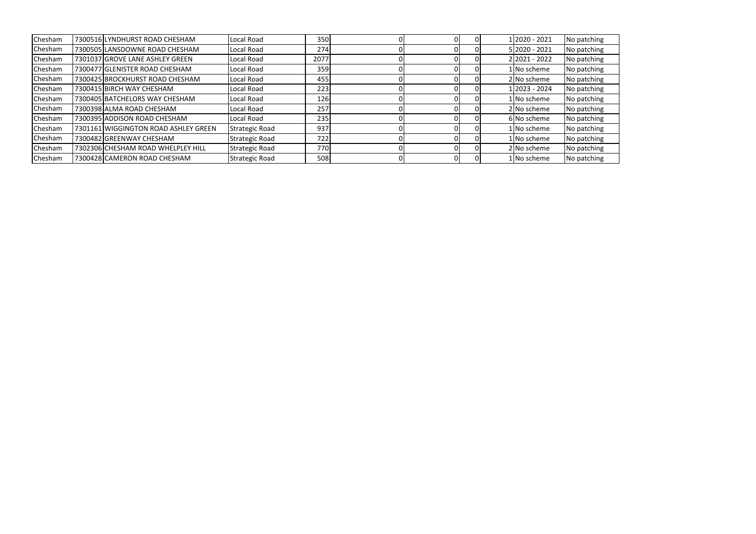| | | | | | | | | | | |
|---|---|---|---|---|---|---|---|---|---|---|
| Chesham | 7300516 | LYNDHURST ROAD CHESHAM | Local Road | 350 | 0 | 0 | 0 | 1 | 2020 - 2021 | No patching |
| Chesham | 7300505 | LANSDOWNE ROAD CHESHAM | Local Road | 274 | 0 | 0 | 0 | 5 | 2020 - 2021 | No patching |
| Chesham | 7301037 | GROVE LANE ASHLEY GREEN | Local Road | 2077 | 0 | 0 | 0 | 2 | 2021 - 2022 | No patching |
| Chesham | 7300477 | GLENISTER ROAD CHESHAM | Local Road | 359 | 0 | 0 | 0 | 1 | No scheme | No patching |
| Chesham | 7300425 | BROCKHURST ROAD CHESHAM | Local Road | 455 | 0 | 0 | 0 | 2 | No scheme | No patching |
| Chesham | 7300415 | BIRCH WAY CHESHAM | Local Road | 223 | 0 | 0 | 0 | 1 | 2023 - 2024 | No patching |
| Chesham | 7300405 | BATCHELORS WAY CHESHAM | Local Road | 126 | 0 | 0 | 0 | 1 | No scheme | No patching |
| Chesham | 7300398 | ALMA ROAD CHESHAM | Local Road | 257 | 0 | 0 | 0 | 2 | No scheme | No patching |
| Chesham | 7300395 | ADDISON ROAD CHESHAM | Local Road | 235 | 0 | 0 | 0 | 6 | No scheme | No patching |
| Chesham | 7301161 | WIGGINGTON ROAD ASHLEY GREEN | Strategic Road | 937 | 0 | 0 | 0 | 1 | No scheme | No patching |
| Chesham | 7300482 | GREENWAY CHESHAM | Strategic Road | 722 | 0 | 0 | 0 | 1 | No scheme | No patching |
| Chesham | 7302306 | CHESHAM ROAD WHELPLEY HILL | Strategic Road | 770 | 0 | 0 | 0 | 2 | No scheme | No patching |
| Chesham | 7300428 | CAMERON ROAD CHESHAM | Strategic Road | 508 | 0 | 0 | 0 | 1 | No scheme | No patching |